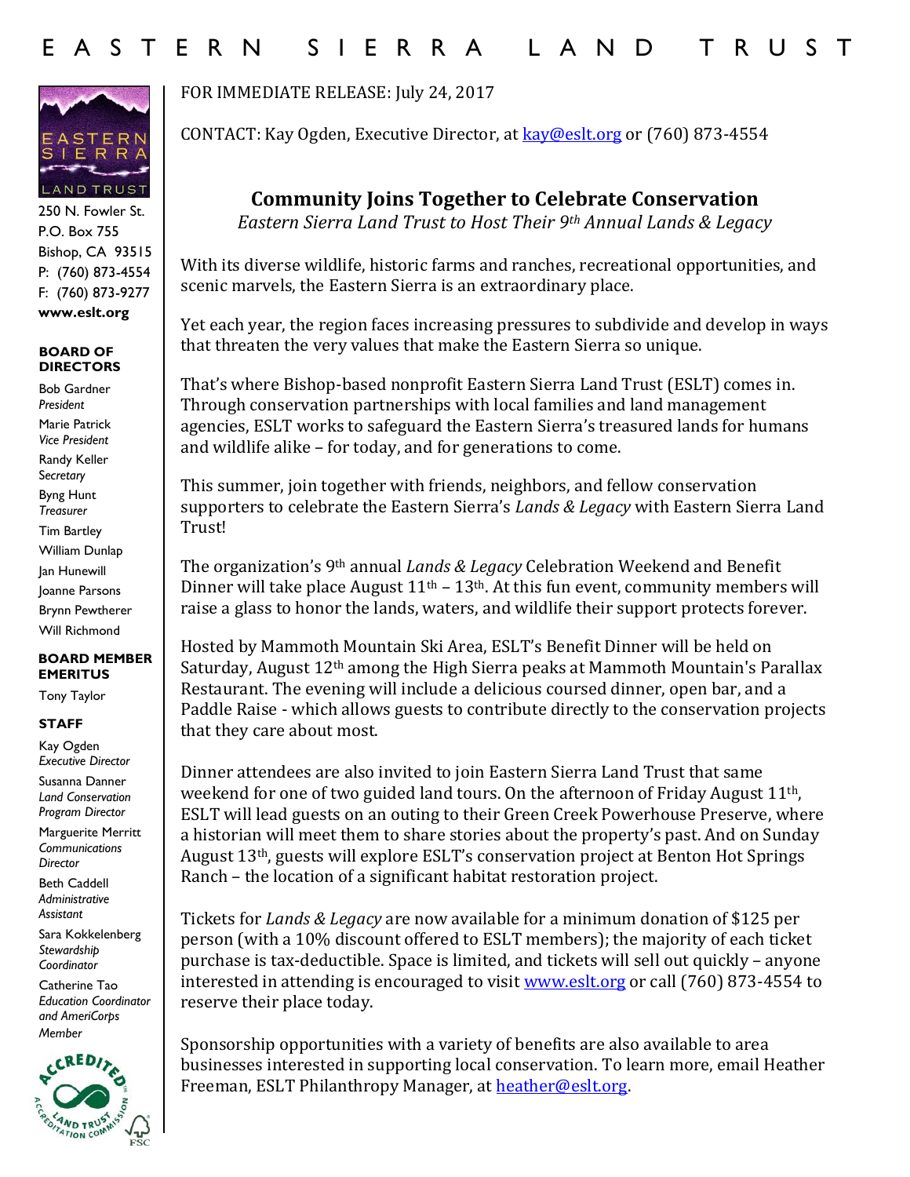# EASTERN SIERRA LAND TRUST

250 N. Fowler St.
P.O. Box 755
Bishop, CA 93515
P: (760) 873-4554
F: (760) 873-9277
**www.eslt.org**

**BOARD OF DIRECTORS**

Bob Gardner, *President*
Marie Patrick, *Vice President*
Randy Keller, *Secretary*
Byng Hunt, *Treasurer*
Tim Bartley
William Dunlap
Jan Hunewill
Joanne Parsons
Brynn Pewtherer
Will Richmond

**BOARD MEMBER EMERITUS**

Tony Taylor

**STAFF**

Kay Ogden, *Executive Director*
Susanna Danner, *Land Conservation Program Director*
Marguerite Merritt, *Communications Director*
Beth Caddell, *Administrative Assistant*
Sara Kokkelenberg, *Stewardship Coordinator*
Catherine Tao, *Education Coordinator and AmeriCorps Member*

FOR IMMEDIATE RELEASE: July 24, 2017

CONTACT: Kay Ogden, Executive Director, at kay@eslt.org or (760) 873-4554

## Community Joins Together to Celebrate Conservation

*Eastern Sierra Land Trust to Host Their 9th Annual Lands & Legacy*

With its diverse wildlife, historic farms and ranches, recreational opportunities, and scenic marvels, the Eastern Sierra is an extraordinary place.

Yet each year, the region faces increasing pressures to subdivide and develop in ways that threaten the very values that make the Eastern Sierra so unique.

That's where Bishop-based nonprofit Eastern Sierra Land Trust (ESLT) comes in. Through conservation partnerships with local families and land management agencies, ESLT works to safeguard the Eastern Sierra's treasured lands for humans and wildlife alike – for today, and for generations to come.

This summer, join together with friends, neighbors, and fellow conservation supporters to celebrate the Eastern Sierra's *Lands & Legacy* with Eastern Sierra Land Trust!

The organization's 9th annual *Lands & Legacy* Celebration Weekend and Benefit Dinner will take place August 11th – 13th. At this fun event, community members will raise a glass to honor the lands, waters, and wildlife their support protects forever.

Hosted by Mammoth Mountain Ski Area, ESLT's Benefit Dinner will be held on Saturday, August 12th among the High Sierra peaks at Mammoth Mountain's Parallax Restaurant. The evening will include a delicious coursed dinner, open bar, and a Paddle Raise - which allows guests to contribute directly to the conservation projects that they care about most.

Dinner attendees are also invited to join Eastern Sierra Land Trust that same weekend for one of two guided land tours. On the afternoon of Friday August 11th, ESLT will lead guests on an outing to their Green Creek Powerhouse Preserve, where a historian will meet them to share stories about the property's past. And on Sunday August 13th, guests will explore ESLT's conservation project at Benton Hot Springs Ranch – the location of a significant habitat restoration project.

Tickets for *Lands & Legacy* are now available for a minimum donation of $125 per person (with a 10% discount offered to ESLT members); the majority of each ticket purchase is tax-deductible. Space is limited, and tickets will sell out quickly – anyone interested in attending is encouraged to visit www.eslt.org or call (760) 873-4554 to reserve their place today.

Sponsorship opportunities with a variety of benefits are also available to area businesses interested in supporting local conservation. To learn more, email Heather Freeman, ESLT Philanthropy Manager, at heather@eslt.org.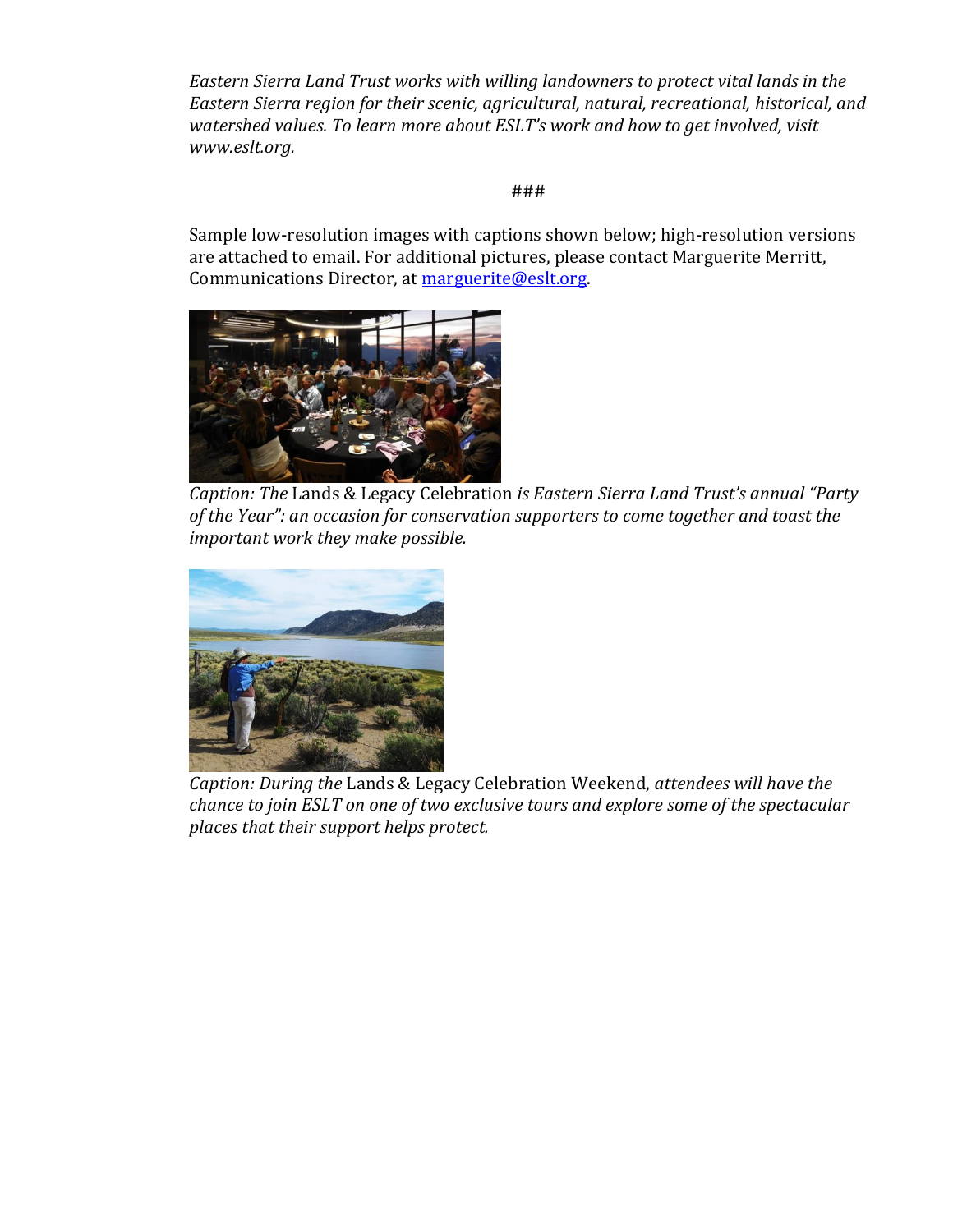*Eastern Sierra Land Trust works with willing landowners to protect vital lands in the Eastern Sierra region for their scenic, agricultural, natural, recreational, historical, and watershed values. To learn more about ESLT's work and how to get involved, visit www.eslt.org.*

###

Sample low-resolution images with captions shown below; high-resolution versions are attached to email. For additional pictures, please contact Marguerite Merritt, Communications Director, at marguerite@eslt.org.

*Caption: The* Lands & Legacy Celebration *is Eastern Sierra Land Trust's annual "Party of the Year": an occasion for conservation supporters to come together and toast the important work they make possible.*

*Caption: During the* Lands & Legacy Celebration Weekend, *attendees will have the chance to join ESLT on one of two exclusive tours and explore some of the spectacular places that their support helps protect.*